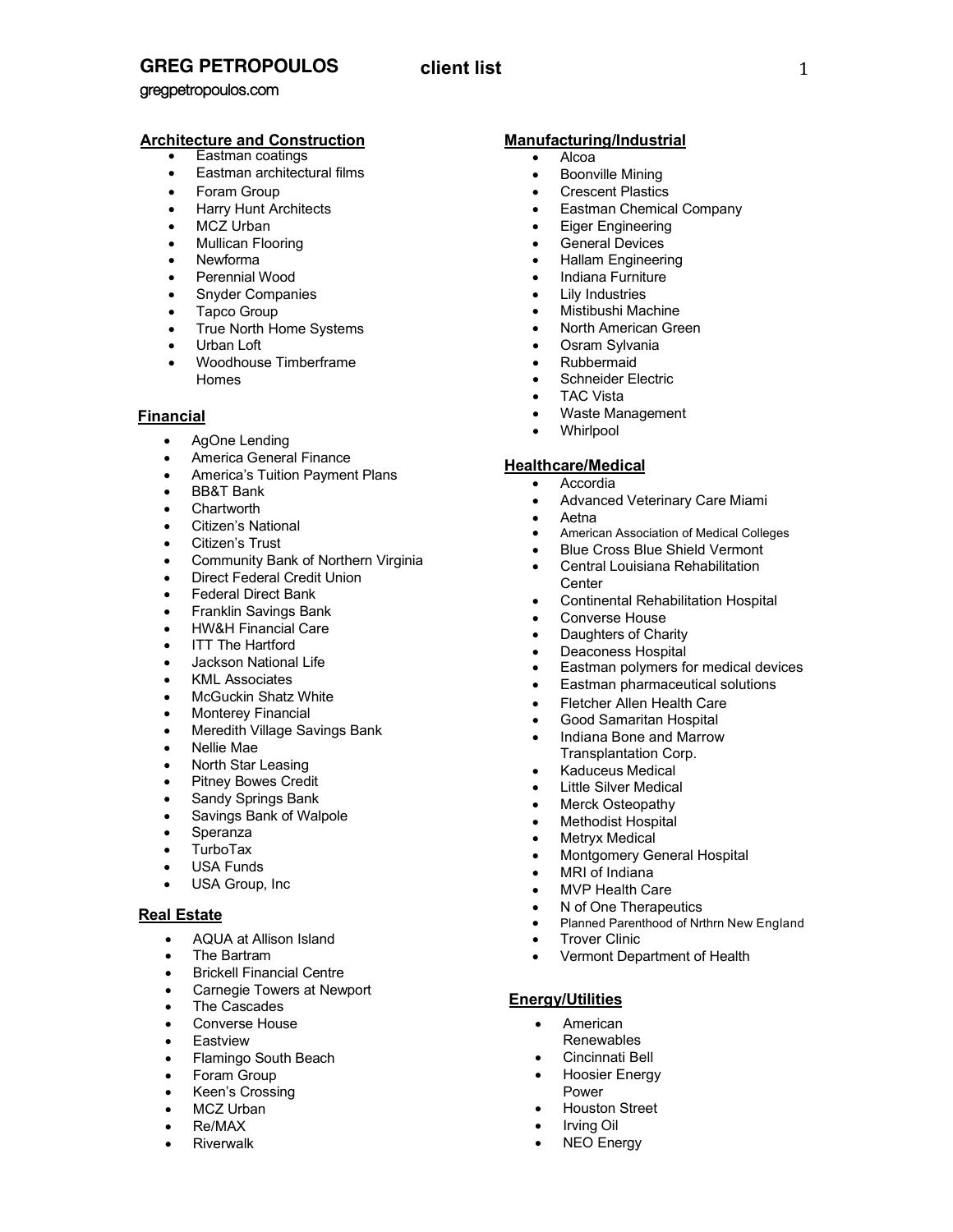# GREG PETROPOULOS client list

gregpetropoulos.com

## Architecture and Construction

- Eastman coatings
- Eastman architectural films
- Foram Group
- Harry Hunt Architects
- MCZ Urban
- Mullican Flooring
- Newforma
- Perennial Wood
- Snyder Companies
- Tapco Group
- True North Home Systems
- Urban Loft
- Woodhouse Timberframe Homes

## Financial

- AgOne Lending
- America General Finance
- America's Tuition Payment Plans
- BB&T Bank
- Chartworth
- Citizen's National
- Citizen's Trust
- Community Bank of Northern Virginia
- Direct Federal Credit Union
- Federal Direct Bank
- Franklin Savings Bank
- HW&H Financial Care
- ITT The Hartford
- Jackson National Life
- KML Associates
- McGuckin Shatz White
- Monterey Financial
- Meredith Village Savings Bank
- Nellie Mae
- North Star Leasing
- Pitney Bowes Credit
- Sandy Springs Bank
- Savings Bank of Walpole
- Speranza
- TurboTax
- USA Funds
- USA Group, Inc

## Real Estate

- AQUA at Allison Island
- The Bartram
- Brickell Financial Centre
- Carnegie Towers at Newport
- The Cascades
- Converse House
- Eastview
- Flamingo South Beach
- Foram Group
- Keen's Crossing
- MCZ Urban
- Re/MAX
- Riverwalk

## Manufacturing/Industrial

- Alcoa
- Boonville Mining
- Crescent Plastics
- Eastman Chemical Company
- Eiger Engineering
- General Devices
- Hallam Engineering
- Indiana Furniture
- Lily Industries
- Mistibushi Machine
- North American Green
- Osram Sylvania
- Rubbermaid
- Schneider Electric
- TAC Vista
- Waste Management
- Whirlpool

## Healthcare/Medical

- Accordia
- Advanced Veterinary Care Miami
- Aetna
- American Association of Medical Colleges
- Blue Cross Blue Shield Vermont
- Central Louisiana Rehabilitation Center
- Continental Rehabilitation Hospital
- Converse House
- Daughters of Charity
- Deaconess Hospital
- Eastman polymers for medical devices
- Eastman pharmaceutical solutions
- Fletcher Allen Health Care
- Good Samaritan Hospital
- Indiana Bone and Marrow Transplantation Corp.
- Kaduceus Medical
- Little Silver Medical
- Merck Osteopathy
- Methodist Hospital
- Metryx Medical
- Montgomery General Hospital
- MRI of Indiana
- MVP Health Care
- N of One Therapeutics
- Planned Parenthood of Nrthrn New England
- Trover Clinic
- Vermont Department of Health

## Energy/Utilities

- American Renewables
- Cincinnati Bell
- Hoosier Energy Power
- Houston Street
- Irving Oil
- NEO Energy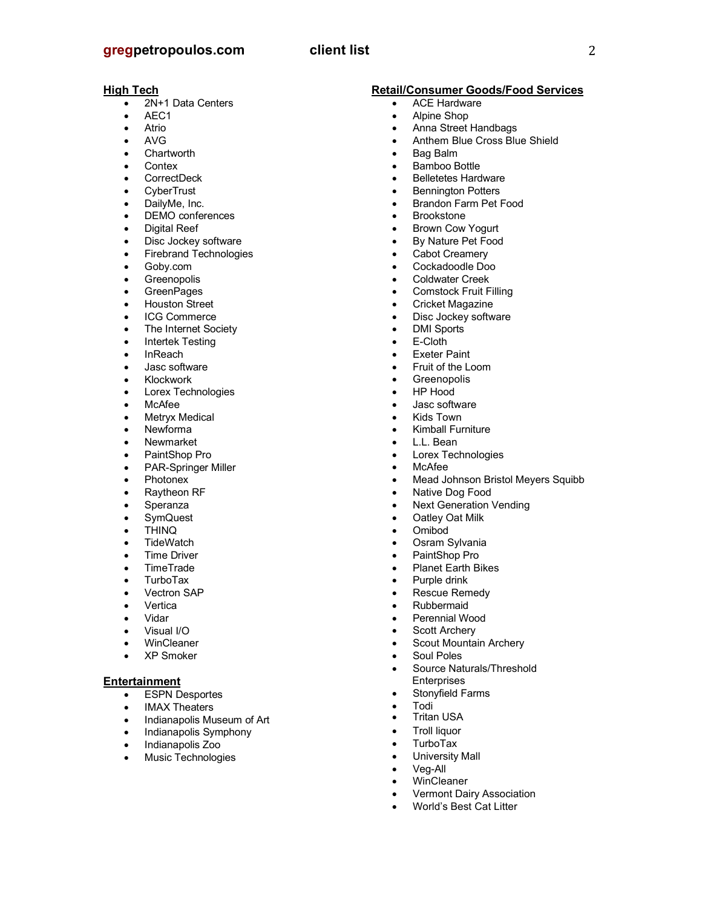## High Tech

- 2N+1 Data Centers
- AEC1
- Atrio
- AVG
- Chartworth
- Contex
- CorrectDeck
- CyberTrust
- DailyMe, Inc.
- DEMO conferences
- Digital Reef
- Disc Jockey software
- Firebrand Technologies
- Goby.com
- Greenopolis
- GreenPages
- Houston Street
- ICG Commerce
- The Internet Society
- Intertek Testing
- InReach
- Jasc software
- Klockwork
- Lorex Technologies
- McAfee
- Metryx Medical
- Newforma
- Newmarket
- PaintShop Pro
- PAR-Springer Miller
- Photonex
- Raytheon RF
- Speranza
- SymQuest
- THINQ
- TideWatch
- Time Driver
- TimeTrade
- TurboTax
- Vectron SAP
- Vertica
- Vidar
- Visual I/O
- WinCleaner
- XP Smoker

## Entertainment

- ESPN Desportes
- IMAX Theaters
- Indianapolis Museum of Art
- Indianapolis Symphony
- Indianapolis Zoo
- Music Technologies

## Retail/Consumer Goods/Food Services

- ACE Hardware
- Alpine Shop
- Anna Street Handbags
- Anthem Blue Cross Blue Shield
- Bag Balm
- Bamboo Bottle
- Belletetes Hardware
- Bennington Potters
- Brandon Farm Pet Food
- Brookstone
- Brown Cow Yogurt
- By Nature Pet Food
- Cabot Creamery
- Cockadoodle Doo
- Coldwater Creek
- Comstock Fruit Filling
- Cricket Magazine
- Disc Jockey software
- DMI Sports
- E-Cloth
- Exeter Paint
- Fruit of the Loom
- Greenopolis
- HP Hood
- Jasc software
- Kids Town
- Kimball Furniture
- L.L. Bean
- Lorex Technologies
- McAfee
- Mead Johnson Bristol Meyers Squibb
- Native Dog Food
- Next Generation Vending
- Oatley Oat Milk
- Omibod
- Osram Sylvania
- PaintShop Pro
- Planet Earth Bikes
- Purple drink
- Rescue Remedy
- Rubbermaid
- Perennial Wood
- Scott Archery
- Scout Mountain Archery
- Soul Poles
- Source Naturals/Threshold Enterprises
- Stonyfield Farms
- Todi
- Tritan USA
- Troll liquor
- TurboTax
- University Mall
- Veg-All
- WinCleaner
- Vermont Dairy Association
- World's Best Cat Litter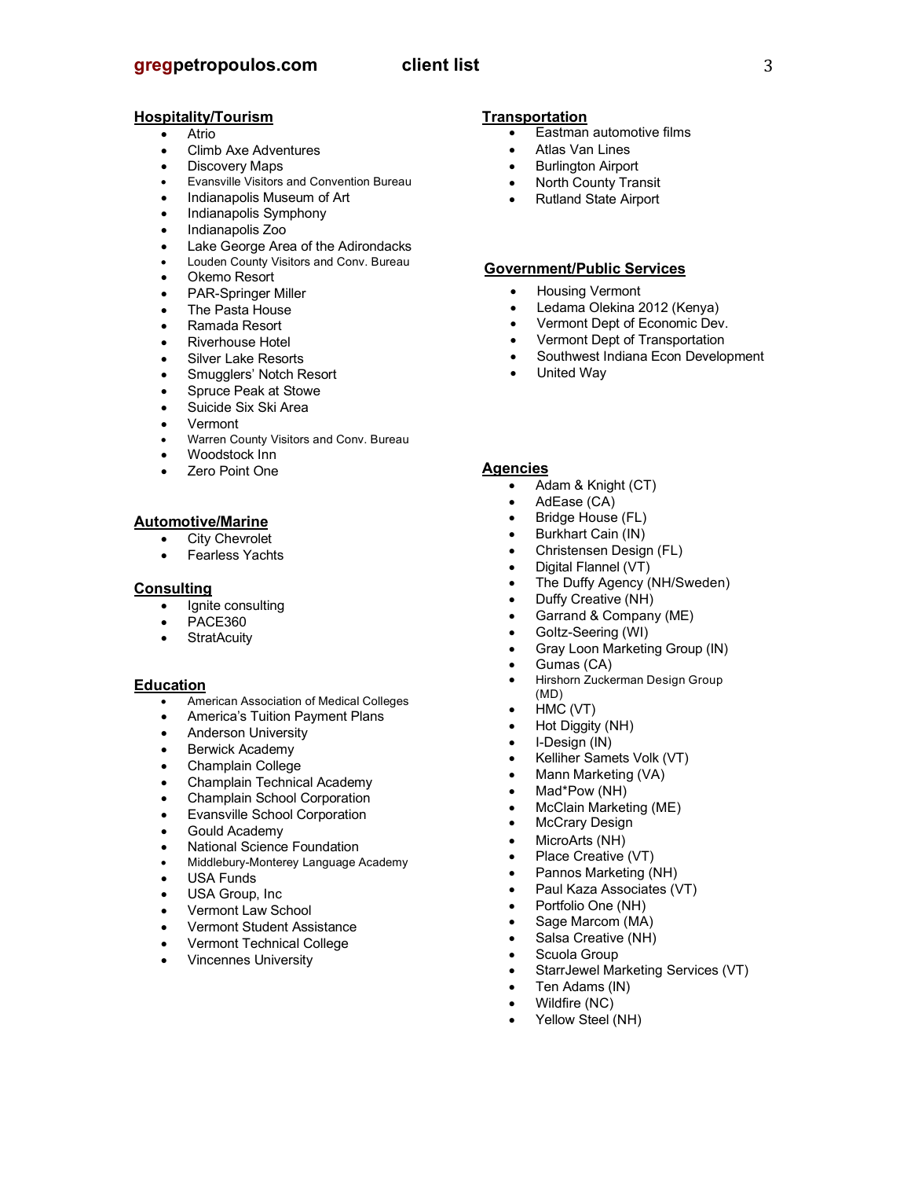## Hospitality/Tourism

- Atrio
- Climb Axe Adventures
- Discovery Maps
- Evansville Visitors and Convention Bureau
- Indianapolis Museum of Art
- Indianapolis Symphony
- Indianapolis Zoo
- Lake George Area of the Adirondacks
- Louden County Visitors and Conv. Bureau
- Okemo Resort
- PAR-Springer Miller
- The Pasta House
- Ramada Resort
- Riverhouse Hotel
- Silver Lake Resorts
- Smugglers' Notch Resort
- Spruce Peak at Stowe
- Suicide Six Ski Area
- Vermont
- Warren County Visitors and Conv. Bureau
- Woodstock Inn
- Zero Point One

## Automotive/Marine

- City Chevrolet
- Fearless Yachts

## Consulting

- Ignite consulting
- PACE360
- StratAcuity

## Education

- American Association of Medical Colleges
- America's Tuition Payment Plans
- Anderson University
- Berwick Academy
- Champlain College
- Champlain Technical Academy
- Champlain School Corporation
- Evansville School Corporation
- Gould Academy
- National Science Foundation
- Middlebury-Monterey Language Academy
- USA Funds
- USA Group, Inc
- Vermont Law School
- Vermont Student Assistance
- Vermont Technical College
- Vincennes University

## Transportation

- Eastman automotive films
- Atlas Van Lines
- Burlington Airport
- North County Transit
- Rutland State Airport

## Government/Public Services

- Housing Vermont
- Ledama Olekina 2012 (Kenya)
- Vermont Dept of Economic Dev.
- Vermont Dept of Transportation
- Southwest Indiana Econ Development
- United Way

## Agencies

- Adam & Knight (CT)
- AdEase (CA)
- Bridge House (FL)
- Burkhart Cain (IN)
- Christensen Design (FL)
- Digital Flannel (VT)
- The Duffy Agency (NH/Sweden)
- Duffy Creative (NH)
- Garrand & Company (ME)
- Goltz-Seering (WI)
- Gray Loon Marketing Group (IN)
- Gumas (CA)
- Hirshorn Zuckerman Design Group (MD)
- HMC (VT)
- Hot Diggity (NH)
- I-Design (IN)
- Kelliher Samets Volk (VT)
- Mann Marketing (VA)
- Mad*Pow (NH)
- McClain Marketing (ME)
- McCrary Design
- MicroArts (NH)
- Place Creative (VT)
- Pannos Marketing (NH)
- Paul Kaza Associates (VT)
- Portfolio One (NH)
- Sage Marcom (MA)
- Salsa Creative (NH)
- Scuola Group
- StarrJewel Marketing Services (VT)
- Ten Adams (IN)
- Wildfire (NC)
- Yellow Steel (NH)